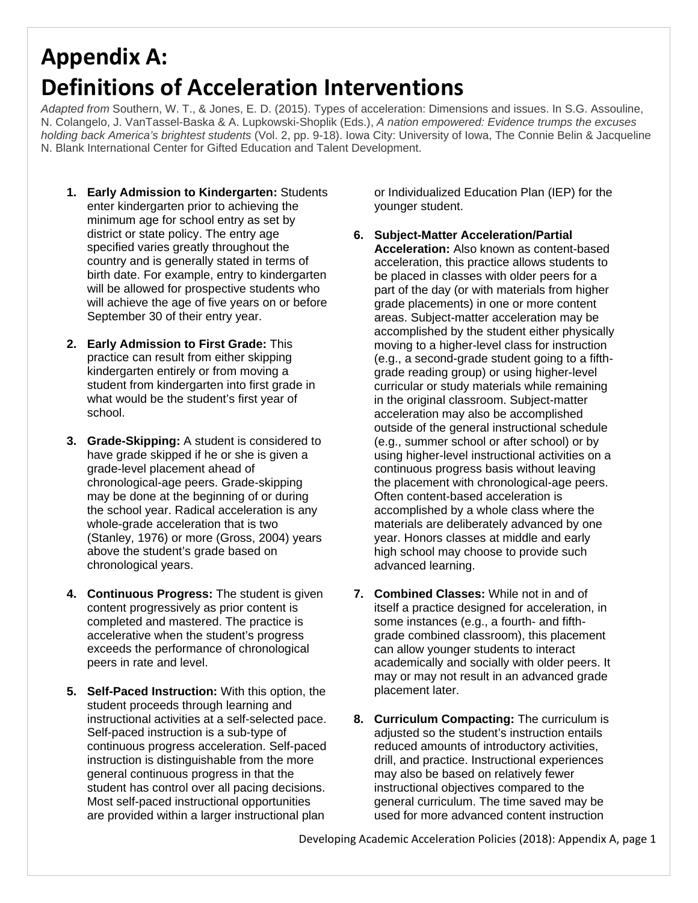# Appendix A:
# Definitions of Acceleration Interventions

*Adapted from* Southern, W. T., & Jones, E. D. (2015). Types of acceleration: Dimensions and issues. In S.G. Assouline, N. Colangelo, J. VanTassel-Baska & A. Lupkowski-Shoplik (Eds.), *A nation empowered: Evidence trumps the excuses holding back America's brightest students* (Vol. 2, pp. 9-18). Iowa City: University of Iowa, The Connie Belin & Jacqueline N. Blank International Center for Gifted Education and Talent Development.

1. **Early Admission to Kindergarten:** Students enter kindergarten prior to achieving the minimum age for school entry as set by district or state policy. The entry age specified varies greatly throughout the country and is generally stated in terms of birth date. For example, entry to kindergarten will be allowed for prospective students who will achieve the age of five years on or before September 30 of their entry year.

2. **Early Admission to First Grade:** This practice can result from either skipping kindergarten entirely or from moving a student from kindergarten into first grade in what would be the student's first year of school.

3. **Grade-Skipping:** A student is considered to have grade skipped if he or she is given a grade-level placement ahead of chronological-age peers. Grade-skipping may be done at the beginning of or during the school year. Radical acceleration is any whole-grade acceleration that is two (Stanley, 1976) or more (Gross, 2004) years above the student's grade based on chronological years.

4. **Continuous Progress:** The student is given content progressively as prior content is completed and mastered. The practice is accelerative when the student's progress exceeds the performance of chronological peers in rate and level.

5. **Self-Paced Instruction:** With this option, the student proceeds through learning and instructional activities at a self-selected pace. Self-paced instruction is a sub-type of continuous progress acceleration. Self-paced instruction is distinguishable from the more general continuous progress in that the student has control over all pacing decisions. Most self-paced instructional opportunities are provided within a larger instructional plan or Individualized Education Plan (IEP) for the younger student.

6. **Subject-Matter Acceleration/Partial Acceleration:** Also known as content-based acceleration, this practice allows students to be placed in classes with older peers for a part of the day (or with materials from higher grade placements) in one or more content areas. Subject-matter acceleration may be accomplished by the student either physically moving to a higher-level class for instruction (e.g., a second-grade student going to a fifth-grade reading group) or using higher-level curricular or study materials while remaining in the original classroom. Subject-matter acceleration may also be accomplished outside of the general instructional schedule (e.g., summer school or after school) or by using higher-level instructional activities on a continuous progress basis without leaving the placement with chronological-age peers. Often content-based acceleration is accomplished by a whole class where the materials are deliberately advanced by one year. Honors classes at middle and early high school may choose to provide such advanced learning.

7. **Combined Classes:** While not in and of itself a practice designed for acceleration, in some instances (e.g., a fourth- and fifth-grade combined classroom), this placement can allow younger students to interact academically and socially with older peers. It may or may not result in an advanced grade placement later.

8. **Curriculum Compacting:** The curriculum is adjusted so the student's instruction entails reduced amounts of introductory activities, drill, and practice. Instructional experiences may also be based on relatively fewer instructional objectives compared to the general curriculum. The time saved may be used for more advanced content instruction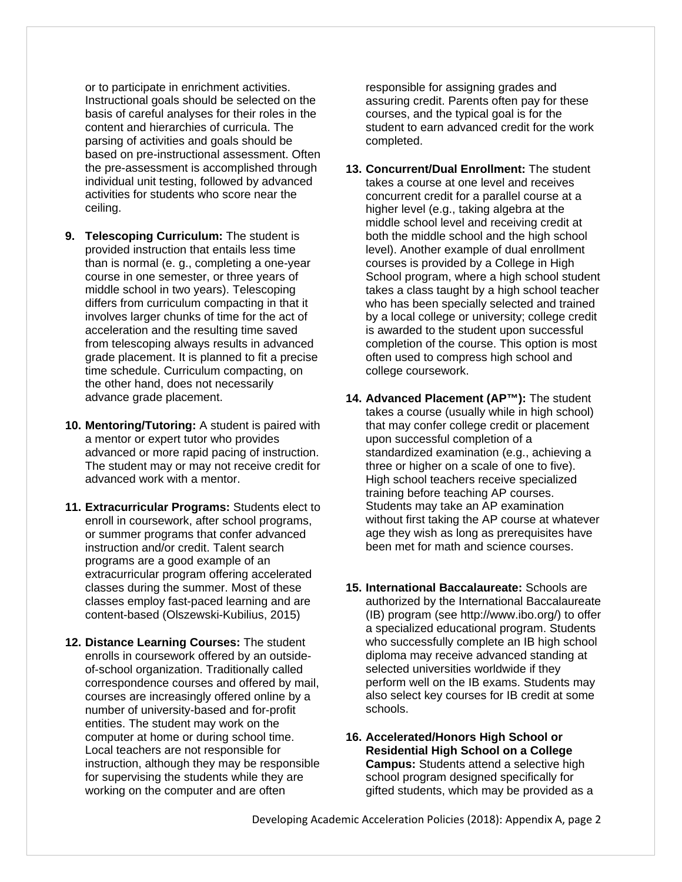or to participate in enrichment activities. Instructional goals should be selected on the basis of careful analyses for their roles in the content and hierarchies of curricula. The parsing of activities and goals should be based on pre-instructional assessment. Often the pre-assessment is accomplished through individual unit testing, followed by advanced activities for students who score near the ceiling.

9. **Telescoping Curriculum:** The student is provided instruction that entails less time than is normal (e. g., completing a one-year course in one semester, or three years of middle school in two years). Telescoping differs from curriculum compacting in that it involves larger chunks of time for the act of acceleration and the resulting time saved from telescoping always results in advanced grade placement. It is planned to fit a precise time schedule. Curriculum compacting, on the other hand, does not necessarily advance grade placement.

10. **Mentoring/Tutoring:** A student is paired with a mentor or expert tutor who provides advanced or more rapid pacing of instruction. The student may or may not receive credit for advanced work with a mentor.

11. **Extracurricular Programs:** Students elect to enroll in coursework, after school programs, or summer programs that confer advanced instruction and/or credit. Talent search programs are a good example of an extracurricular program offering accelerated classes during the summer. Most of these classes employ fast-paced learning and are content-based (Olszewski-Kubilius, 2015)

12. **Distance Learning Courses:** The student enrolls in coursework offered by an outside-of-school organization. Traditionally called correspondence courses and offered by mail, courses are increasingly offered online by a number of university-based and for-profit entities. The student may work on the computer at home or during school time. Local teachers are not responsible for instruction, although they may be responsible for supervising the students while they are working on the computer and are often responsible for assigning grades and assuring credit. Parents often pay for these courses, and the typical goal is for the student to earn advanced credit for the work completed.

13. **Concurrent/Dual Enrollment:** The student takes a course at one level and receives concurrent credit for a parallel course at a higher level (e.g., taking algebra at the middle school level and receiving credit at both the middle school and the high school level). Another example of dual enrollment courses is provided by a College in High School program, where a high school student takes a class taught by a high school teacher who has been specially selected and trained by a local college or university; college credit is awarded to the student upon successful completion of the course. This option is most often used to compress high school and college coursework.

14. **Advanced Placement (AP™):** The student takes a course (usually while in high school) that may confer college credit or placement upon successful completion of a standardized examination (e.g., achieving a three or higher on a scale of one to five). High school teachers receive specialized training before teaching AP courses. Students may take an AP examination without first taking the AP course at whatever age they wish as long as prerequisites have been met for math and science courses.

15. **International Baccalaureate:** Schools are authorized by the International Baccalaureate (IB) program (see http://www.ibo.org/) to offer a specialized educational program. Students who successfully complete an IB high school diploma may receive advanced standing at selected universities worldwide if they perform well on the IB exams. Students may also select key courses for IB credit at some schools.

16. **Accelerated/Honors High School or Residential High School on a College Campus:** Students attend a selective high school program designed specifically for gifted students, which may be provided as a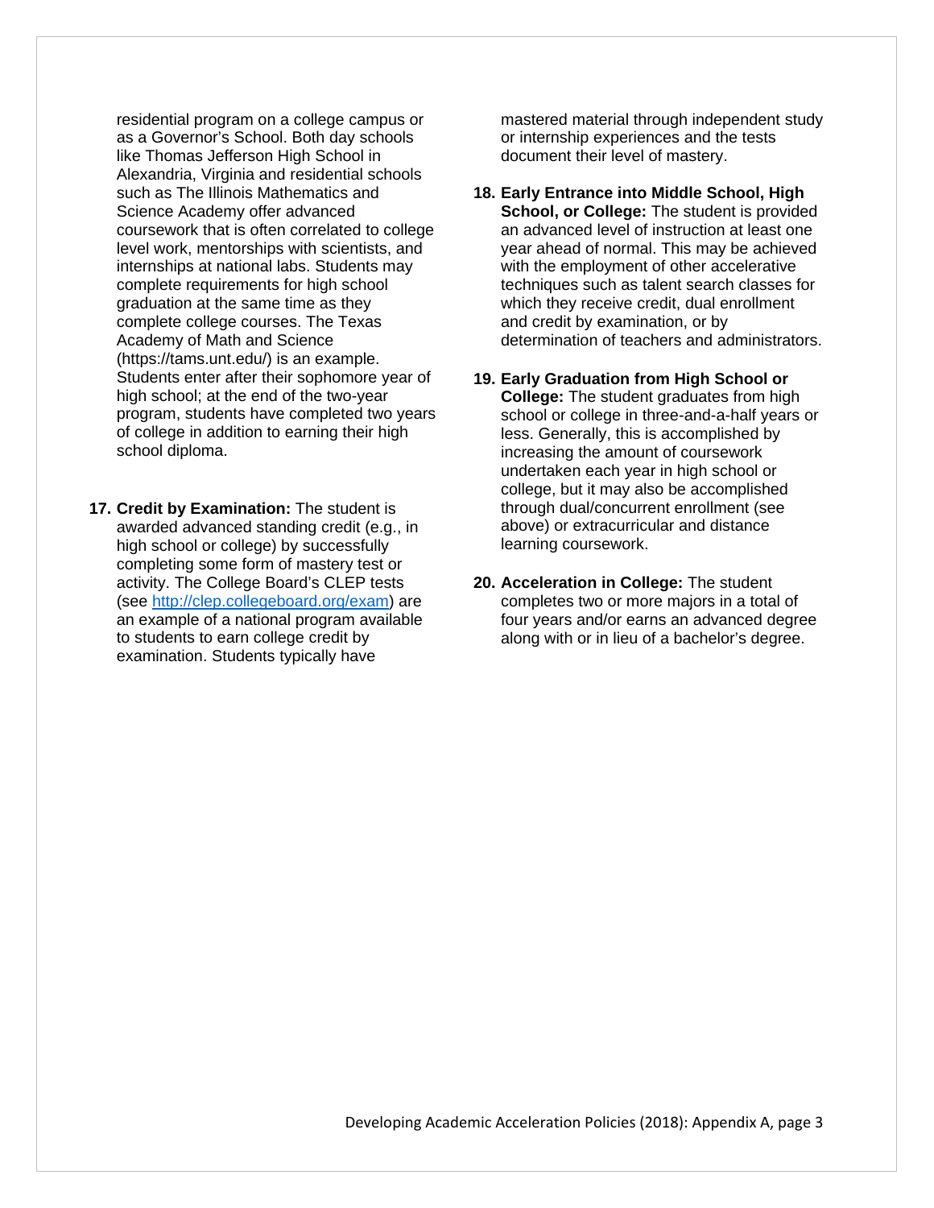residential program on a college campus or as a Governor's School. Both day schools like Thomas Jefferson High School in Alexandria, Virginia and residential schools such as The Illinois Mathematics and Science Academy offer advanced coursework that is often correlated to college level work, mentorships with scientists, and internships at national labs. Students may complete requirements for high school graduation at the same time as they complete college courses. The Texas Academy of Math and Science (https://tams.unt.edu/) is an example. Students enter after their sophomore year of high school; at the end of the two-year program, students have completed two years of college in addition to earning their high school diploma.

17. **Credit by Examination:** The student is awarded advanced standing credit (e.g., in high school or college) by successfully completing some form of mastery test or activity. The College Board's CLEP tests (see [http://clep.collegeboard.org/exam](http://clep.collegeboard.org/exam)) are an example of a national program available to students to earn college credit by examination. Students typically have mastered material through independent study or internship experiences and the tests document their level of mastery.

18. **Early Entrance into Middle School, High School, or College:** The student is provided an advanced level of instruction at least one year ahead of normal. This may be achieved with the employment of other accelerative techniques such as talent search classes for which they receive credit, dual enrollment and credit by examination, or by determination of teachers and administrators.

19. **Early Graduation from High School or College:** The student graduates from high school or college in three-and-a-half years or less. Generally, this is accomplished by increasing the amount of coursework undertaken each year in high school or college, but it may also be accomplished through dual/concurrent enrollment (see above) or extracurricular and distance learning coursework.

20. **Acceleration in College:** The student completes two or more majors in a total of four years and/or earns an advanced degree along with or in lieu of a bachelor's degree.